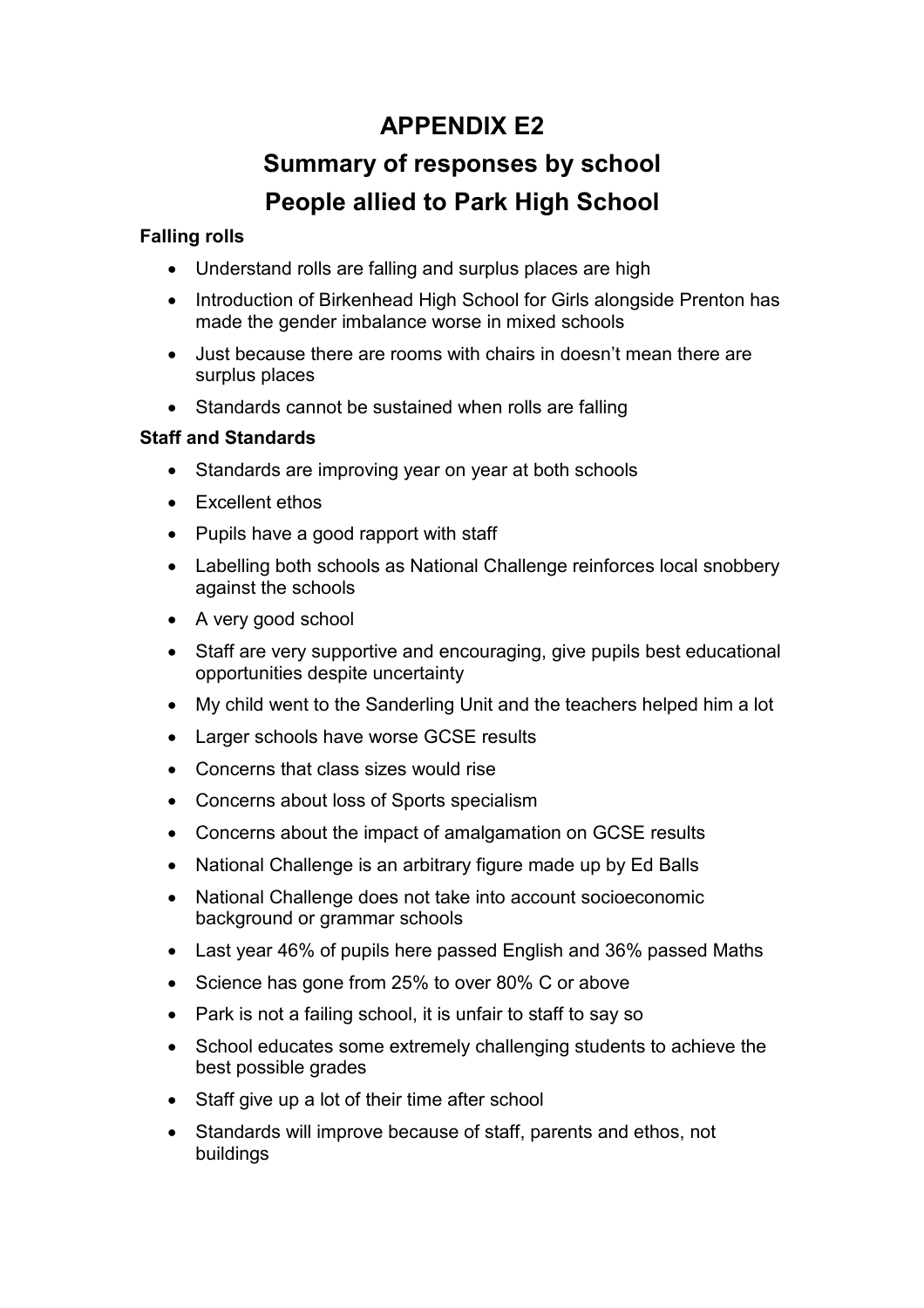# APPENDIX E2

# Summary of responses by school

# People allied to Park High School

**Falling rolls**

- Understand rolls are falling and surplus places are high
- Introduction of Birkenhead High School for Girls alongside Prenton has made the gender imbalance worse in mixed schools
- Just because there are rooms with chairs in doesn't mean there are surplus places
- Standards cannot be sustained when rolls are falling

**Staff and Standards**

- Standards are improving year on year at both schools
- Excellent ethos
- Pupils have a good rapport with staff
- Labelling both schools as National Challenge reinforces local snobbery against the schools
- A very good school
- Staff are very supportive and encouraging, give pupils best educational opportunities despite uncertainty
- My child went to the Sanderling Unit and the teachers helped him a lot
- Larger schools have worse GCSE results
- Concerns that class sizes would rise
- Concerns about loss of Sports specialism
- Concerns about the impact of amalgamation on GCSE results
- National Challenge is an arbitrary figure made up by Ed Balls
- National Challenge does not take into account socioeconomic background or grammar schools
- Last year 46% of pupils here passed English and 36% passed Maths
- Science has gone from 25% to over 80% C or above
- Park is not a failing school, it is unfair to staff to say so
- School educates some extremely challenging students to achieve the best possible grades
- Staff give up a lot of their time after school
- Standards will improve because of staff, parents and ethos, not buildings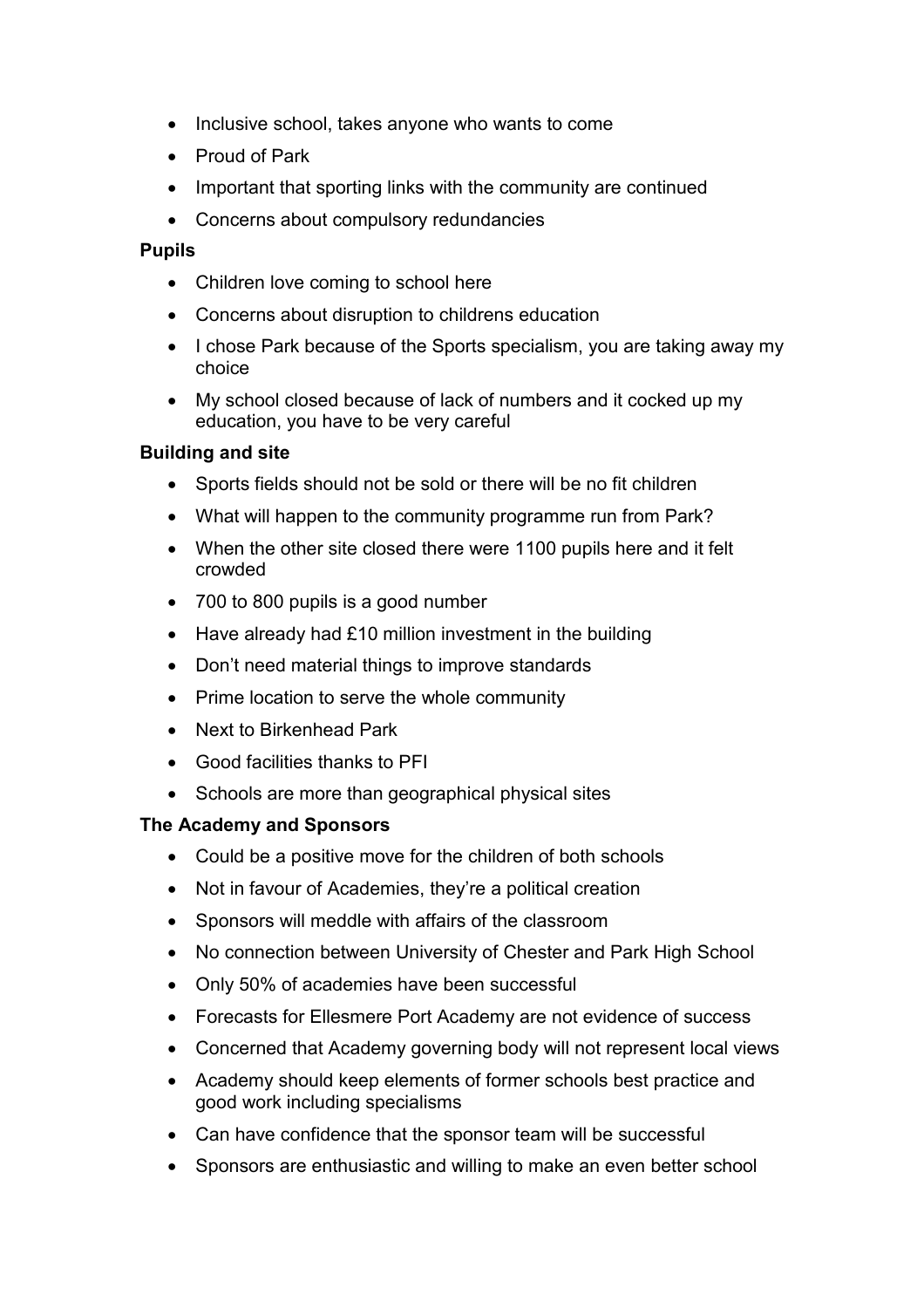- Inclusive school, takes anyone who wants to come
- Proud of Park
- Important that sporting links with the community are continued
- Concerns about compulsory redundancies

**Pupils**

- Children love coming to school here
- Concerns about disruption to childrens education
- I chose Park because of the Sports specialism, you are taking away my choice
- My school closed because of lack of numbers and it cocked up my education, you have to be very careful

**Building and site**

- Sports fields should not be sold or there will be no fit children
- What will happen to the community programme run from Park?
- When the other site closed there were 1100 pupils here and it felt crowded
- 700 to 800 pupils is a good number
- Have already had £10 million investment in the building
- Don't need material things to improve standards
- Prime location to serve the whole community
- Next to Birkenhead Park
- Good facilities thanks to PFI
- Schools are more than geographical physical sites

**The Academy and Sponsors**

- Could be a positive move for the children of both schools
- Not in favour of Academies, they're a political creation
- Sponsors will meddle with affairs of the classroom
- No connection between University of Chester and Park High School
- Only 50% of academies have been successful
- Forecasts for Ellesmere Port Academy are not evidence of success
- Concerned that Academy governing body will not represent local views
- Academy should keep elements of former schools best practice and good work including specialisms
- Can have confidence that the sponsor team will be successful
- Sponsors are enthusiastic and willing to make an even better school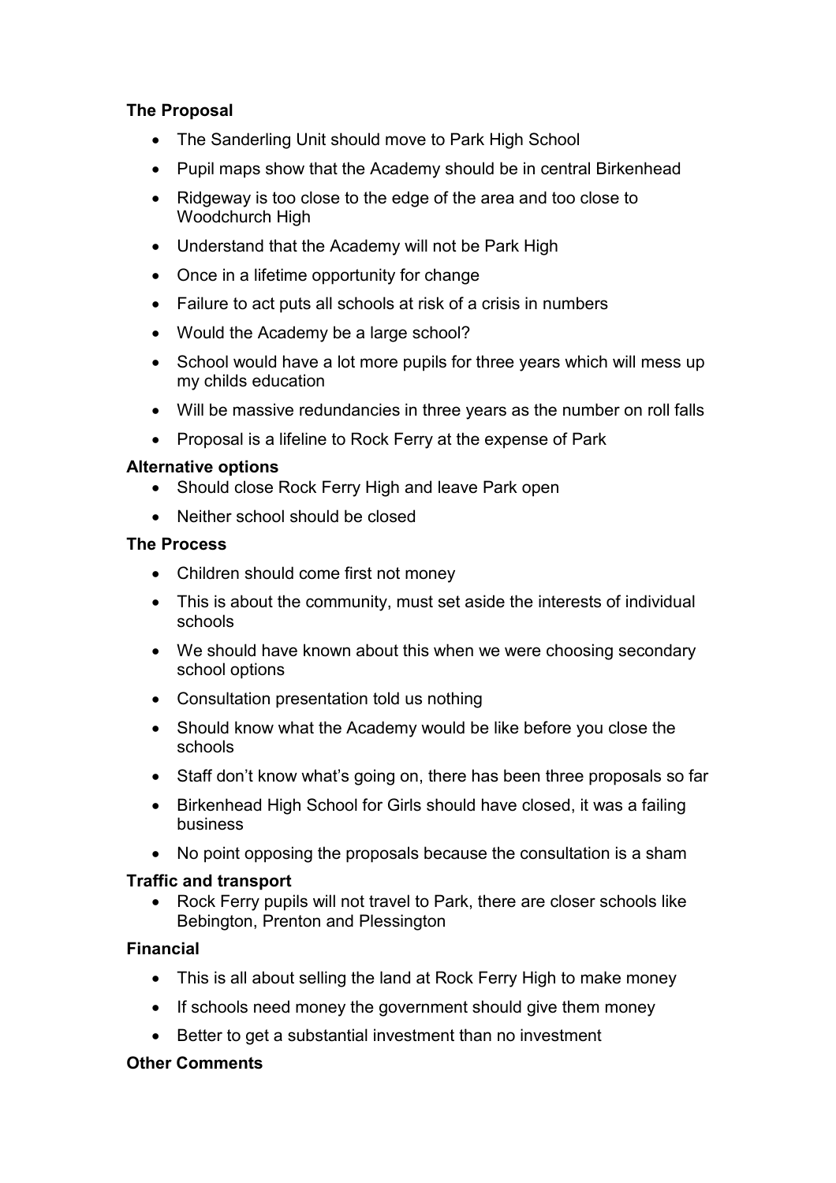**The Proposal**

- The Sanderling Unit should move to Park High School
- Pupil maps show that the Academy should be in central Birkenhead
- Ridgeway is too close to the edge of the area and too close to Woodchurch High
- Understand that the Academy will not be Park High
- Once in a lifetime opportunity for change
- Failure to act puts all schools at risk of a crisis in numbers
- Would the Academy be a large school?
- School would have a lot more pupils for three years which will mess up my childs education
- Will be massive redundancies in three years as the number on roll falls
- Proposal is a lifeline to Rock Ferry at the expense of Park

**Alternative options**

- Should close Rock Ferry High and leave Park open
- Neither school should be closed

**The Process**

- Children should come first not money
- This is about the community, must set aside the interests of individual schools
- We should have known about this when we were choosing secondary school options
- Consultation presentation told us nothing
- Should know what the Academy would be like before you close the schools
- Staff don't know what's going on, there has been three proposals so far
- Birkenhead High School for Girls should have closed, it was a failing business
- No point opposing the proposals because the consultation is a sham

**Traffic and transport**

- Rock Ferry pupils will not travel to Park, there are closer schools like Bebington, Prenton and Plessington

**Financial**

- This is all about selling the land at Rock Ferry High to make money
- If schools need money the government should give them money
- Better to get a substantial investment than no investment

**Other Comments**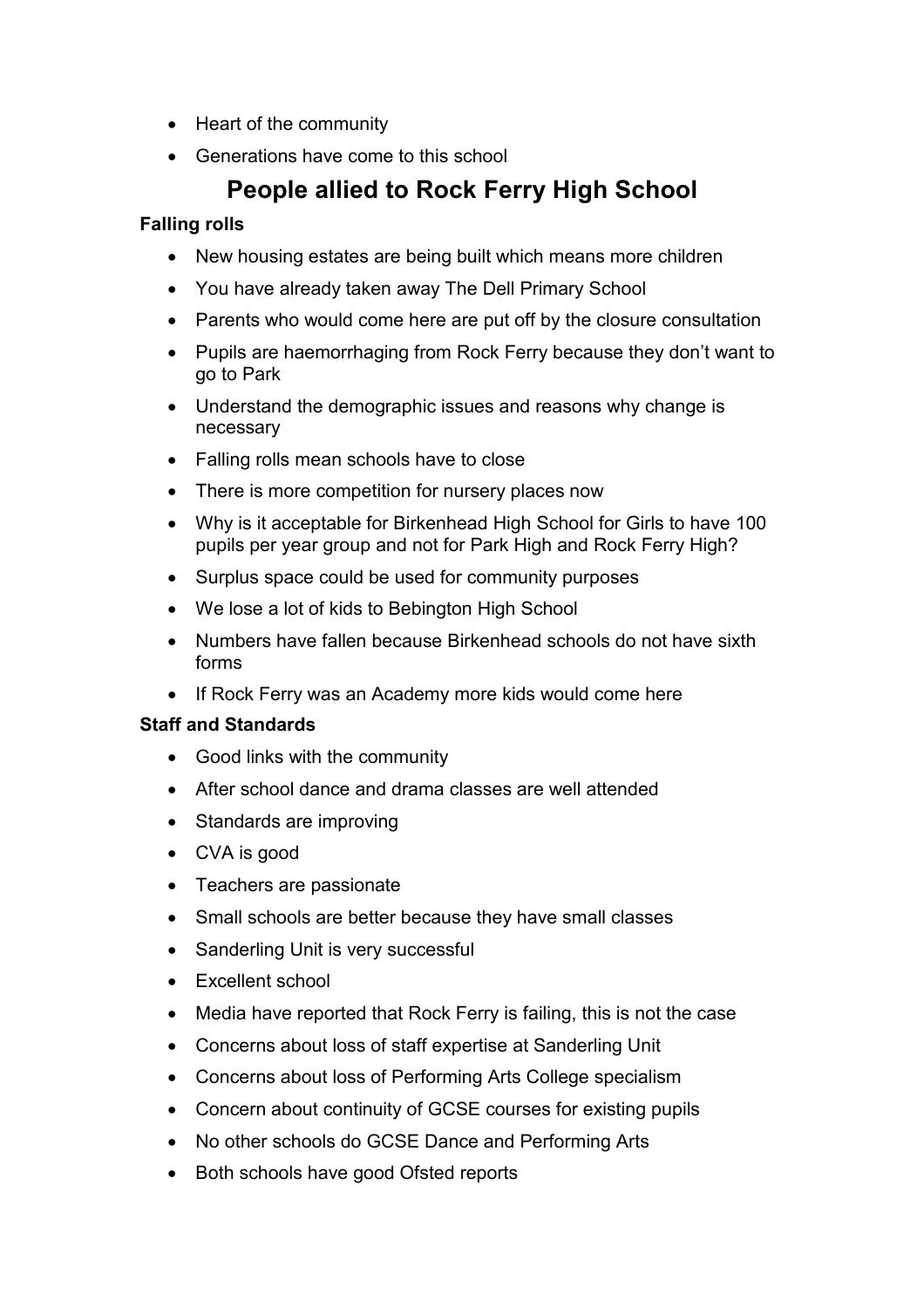- Heart of the community
- Generations have come to this school

## People allied to Rock Ferry High School

**Falling rolls**

- New housing estates are being built which means more children
- You have already taken away The Dell Primary School
- Parents who would come here are put off by the closure consultation
- Pupils are haemorrhaging from Rock Ferry because they don't want to go to Park
- Understand the demographic issues and reasons why change is necessary
- Falling rolls mean schools have to close
- There is more competition for nursery places now
- Why is it acceptable for Birkenhead High School for Girls to have 100 pupils per year group and not for Park High and Rock Ferry High?
- Surplus space could be used for community purposes
- We lose a lot of kids to Bebington High School
- Numbers have fallen because Birkenhead schools do not have sixth forms
- If Rock Ferry was an Academy more kids would come here

**Staff and Standards**

- Good links with the community
- After school dance and drama classes are well attended
- Standards are improving
- CVA is good
- Teachers are passionate
- Small schools are better because they have small classes
- Sanderling Unit is very successful
- Excellent school
- Media have reported that Rock Ferry is failing, this is not the case
- Concerns about loss of staff expertise at Sanderling Unit
- Concerns about loss of Performing Arts College specialism
- Concern about continuity of GCSE courses for existing pupils
- No other schools do GCSE Dance and Performing Arts
- Both schools have good Ofsted reports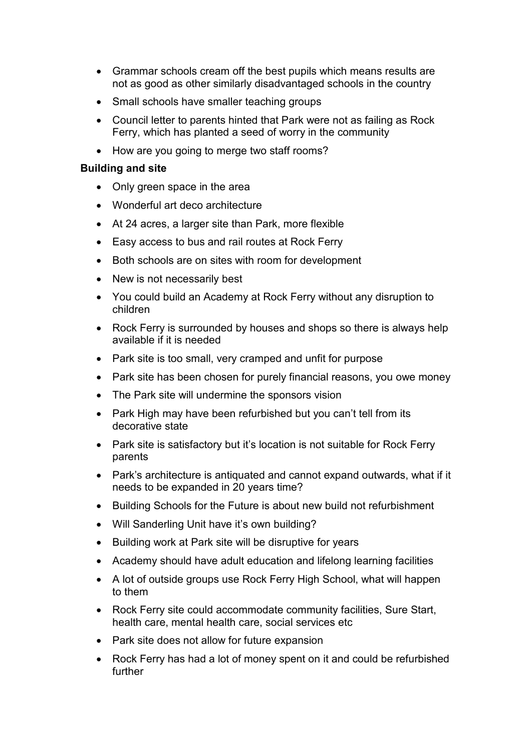- Grammar schools cream off the best pupils which means results are not as good as other similarly disadvantaged schools in the country
- Small schools have smaller teaching groups
- Council letter to parents hinted that Park were not as failing as Rock Ferry, which has planted a seed of worry in the community
- How are you going to merge two staff rooms?

**Building and site**

- Only green space in the area
- Wonderful art deco architecture
- At 24 acres, a larger site than Park, more flexible
- Easy access to bus and rail routes at Rock Ferry
- Both schools are on sites with room for development
- New is not necessarily best
- You could build an Academy at Rock Ferry without any disruption to children
- Rock Ferry is surrounded by houses and shops so there is always help available if it is needed
- Park site is too small, very cramped and unfit for purpose
- Park site has been chosen for purely financial reasons, you owe money
- The Park site will undermine the sponsors vision
- Park High may have been refurbished but you can't tell from its decorative state
- Park site is satisfactory but it's location is not suitable for Rock Ferry parents
- Park's architecture is antiquated and cannot expand outwards, what if it needs to be expanded in 20 years time?
- Building Schools for the Future is about new build not refurbishment
- Will Sanderling Unit have it's own building?
- Building work at Park site will be disruptive for years
- Academy should have adult education and lifelong learning facilities
- A lot of outside groups use Rock Ferry High School, what will happen to them
- Rock Ferry site could accommodate community facilities, Sure Start, health care, mental health care, social services etc
- Park site does not allow for future expansion
- Rock Ferry has had a lot of money spent on it and could be refurbished further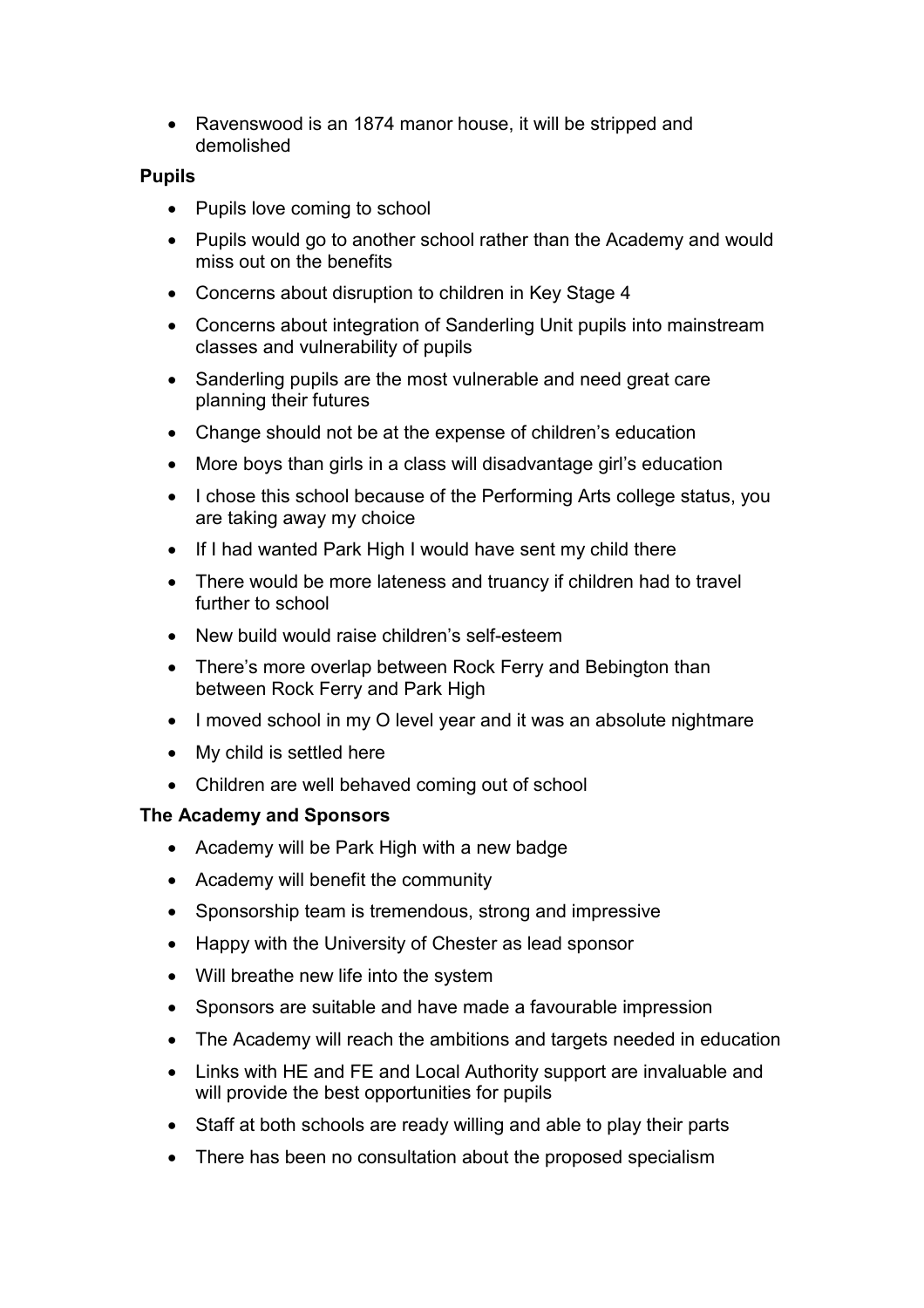- Ravenswood is an 1874 manor house, it will be stripped and demolished

**Pupils**

- Pupils love coming to school
- Pupils would go to another school rather than the Academy and would miss out on the benefits
- Concerns about disruption to children in Key Stage 4
- Concerns about integration of Sanderling Unit pupils into mainstream classes and vulnerability of pupils
- Sanderling pupils are the most vulnerable and need great care planning their futures
- Change should not be at the expense of children's education
- More boys than girls in a class will disadvantage girl's education
- I chose this school because of the Performing Arts college status, you are taking away my choice
- If I had wanted Park High I would have sent my child there
- There would be more lateness and truancy if children had to travel further to school
- New build would raise children's self-esteem
- There's more overlap between Rock Ferry and Bebington than between Rock Ferry and Park High
- I moved school in my O level year and it was an absolute nightmare
- My child is settled here
- Children are well behaved coming out of school

**The Academy and Sponsors**

- Academy will be Park High with a new badge
- Academy will benefit the community
- Sponsorship team is tremendous, strong and impressive
- Happy with the University of Chester as lead sponsor
- Will breathe new life into the system
- Sponsors are suitable and have made a favourable impression
- The Academy will reach the ambitions and targets needed in education
- Links with HE and FE and Local Authority support are invaluable and will provide the best opportunities for pupils
- Staff at both schools are ready willing and able to play their parts
- There has been no consultation about the proposed specialism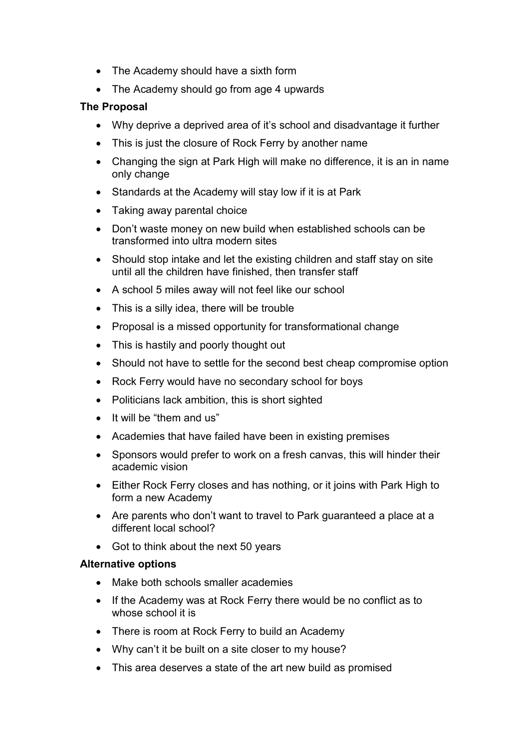- The Academy should have a sixth form
- The Academy should go from age 4 upwards

**The Proposal**

- Why deprive a deprived area of it's school and disadvantage it further
- This is just the closure of Rock Ferry by another name
- Changing the sign at Park High will make no difference, it is an in name only change
- Standards at the Academy will stay low if it is at Park
- Taking away parental choice
- Don't waste money on new build when established schools can be transformed into ultra modern sites
- Should stop intake and let the existing children and staff stay on site until all the children have finished, then transfer staff
- A school 5 miles away will not feel like our school
- This is a silly idea, there will be trouble
- Proposal is a missed opportunity for transformational change
- This is hastily and poorly thought out
- Should not have to settle for the second best cheap compromise option
- Rock Ferry would have no secondary school for boys
- Politicians lack ambition, this is short sighted
- It will be "them and us"
- Academies that have failed have been in existing premises
- Sponsors would prefer to work on a fresh canvas, this will hinder their academic vision
- Either Rock Ferry closes and has nothing, or it joins with Park High to form a new Academy
- Are parents who don't want to travel to Park guaranteed a place at a different local school?
- Got to think about the next 50 years

**Alternative options**

- Make both schools smaller academies
- If the Academy was at Rock Ferry there would be no conflict as to whose school it is
- There is room at Rock Ferry to build an Academy
- Why can't it be built on a site closer to my house?
- This area deserves a state of the art new build as promised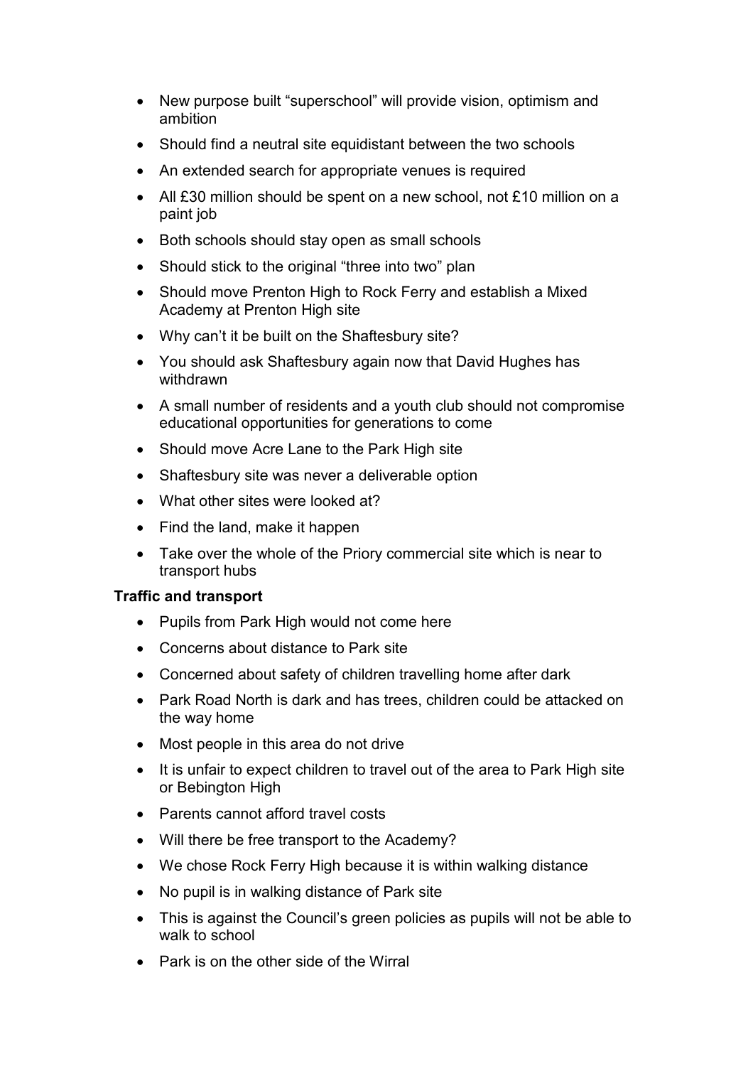- New purpose built “superschool” will provide vision, optimism and ambition
- Should find a neutral site equidistant between the two schools
- An extended search for appropriate venues is required
- All £30 million should be spent on a new school, not £10 million on a paint job
- Both schools should stay open as small schools
- Should stick to the original “three into two” plan
- Should move Prenton High to Rock Ferry and establish a Mixed Academy at Prenton High site
- Why can’t it be built on the Shaftesbury site?
- You should ask Shaftesbury again now that David Hughes has withdrawn
- A small number of residents and a youth club should not compromise educational opportunities for generations to come
- Should move Acre Lane to the Park High site
- Shaftesbury site was never a deliverable option
- What other sites were looked at?
- Find the land, make it happen
- Take over the whole of the Priory commercial site which is near to transport hubs

**Traffic and transport**

- Pupils from Park High would not come here
- Concerns about distance to Park site
- Concerned about safety of children travelling home after dark
- Park Road North is dark and has trees, children could be attacked on the way home
- Most people in this area do not drive
- It is unfair to expect children to travel out of the area to Park High site or Bebington High
- Parents cannot afford travel costs
- Will there be free transport to the Academy?
- We chose Rock Ferry High because it is within walking distance
- No pupil is in walking distance of Park site
- This is against the Council’s green policies as pupils will not be able to walk to school
- Park is on the other side of the Wirral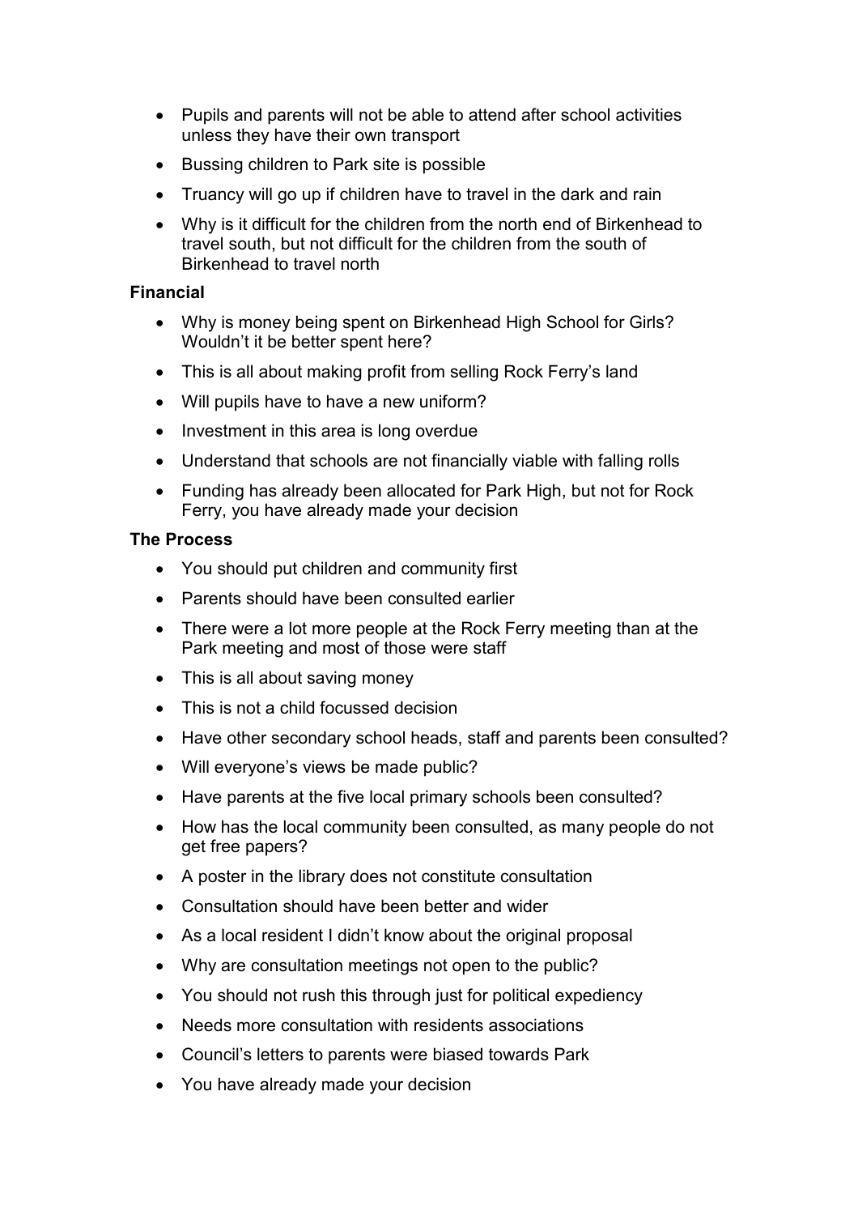- Pupils and parents will not be able to attend after school activities unless they have their own transport
- Bussing children to Park site is possible
- Truancy will go up if children have to travel in the dark and rain
- Why is it difficult for the children from the north end of Birkenhead to travel south, but not difficult for the children from the south of Birkenhead to travel north

**Financial**

- Why is money being spent on Birkenhead High School for Girls? Wouldn't it be better spent here?
- This is all about making profit from selling Rock Ferry's land
- Will pupils have to have a new uniform?
- Investment in this area is long overdue
- Understand that schools are not financially viable with falling rolls
- Funding has already been allocated for Park High, but not for Rock Ferry, you have already made your decision

**The Process**

- You should put children and community first
- Parents should have been consulted earlier
- There were a lot more people at the Rock Ferry meeting than at the Park meeting and most of those were staff
- This is all about saving money
- This is not a child focussed decision
- Have other secondary school heads, staff and parents been consulted?
- Will everyone's views be made public?
- Have parents at the five local primary schools been consulted?
- How has the local community been consulted, as many people do not get free papers?
- A poster in the library does not constitute consultation
- Consultation should have been better and wider
- As a local resident I didn't know about the original proposal
- Why are consultation meetings not open to the public?
- You should not rush this through just for political expediency
- Needs more consultation with residents associations
- Council's letters to parents were biased towards Park
- You have already made your decision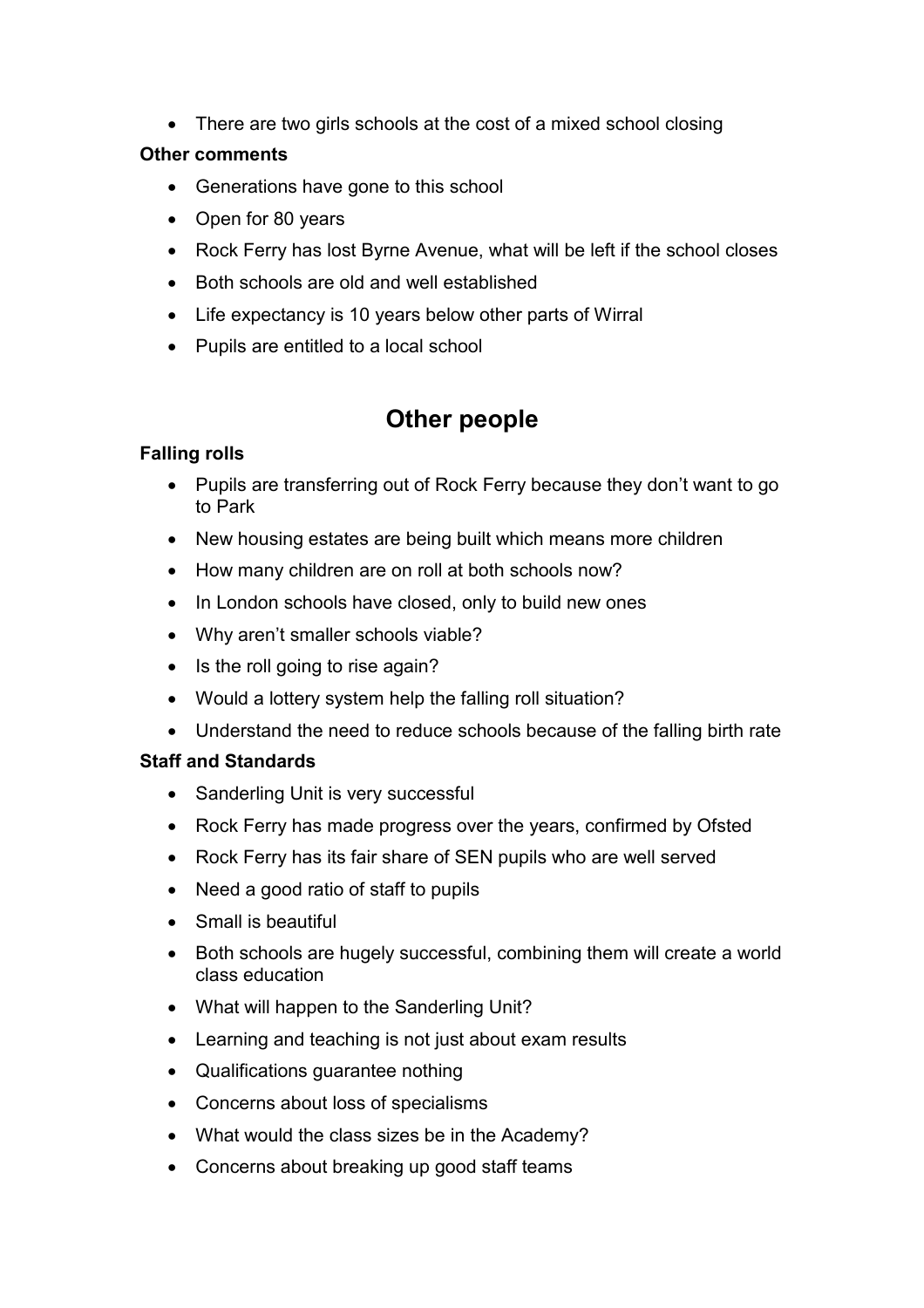- There are two girls schools at the cost of a mixed school closing

**Other comments**

- Generations have gone to this school
- Open for 80 years
- Rock Ferry has lost Byrne Avenue, what will be left if the school closes
- Both schools are old and well established
- Life expectancy is 10 years below other parts of Wirral
- Pupils are entitled to a local school

## Other people

**Falling rolls**

- Pupils are transferring out of Rock Ferry because they don't want to go to Park
- New housing estates are being built which means more children
- How many children are on roll at both schools now?
- In London schools have closed, only to build new ones
- Why aren't smaller schools viable?
- Is the roll going to rise again?
- Would a lottery system help the falling roll situation?
- Understand the need to reduce schools because of the falling birth rate

**Staff and Standards**

- Sanderling Unit is very successful
- Rock Ferry has made progress over the years, confirmed by Ofsted
- Rock Ferry has its fair share of SEN pupils who are well served
- Need a good ratio of staff to pupils
- Small is beautiful
- Both schools are hugely successful, combining them will create a world class education
- What will happen to the Sanderling Unit?
- Learning and teaching is not just about exam results
- Qualifications guarantee nothing
- Concerns about loss of specialisms
- What would the class sizes be in the Academy?
- Concerns about breaking up good staff teams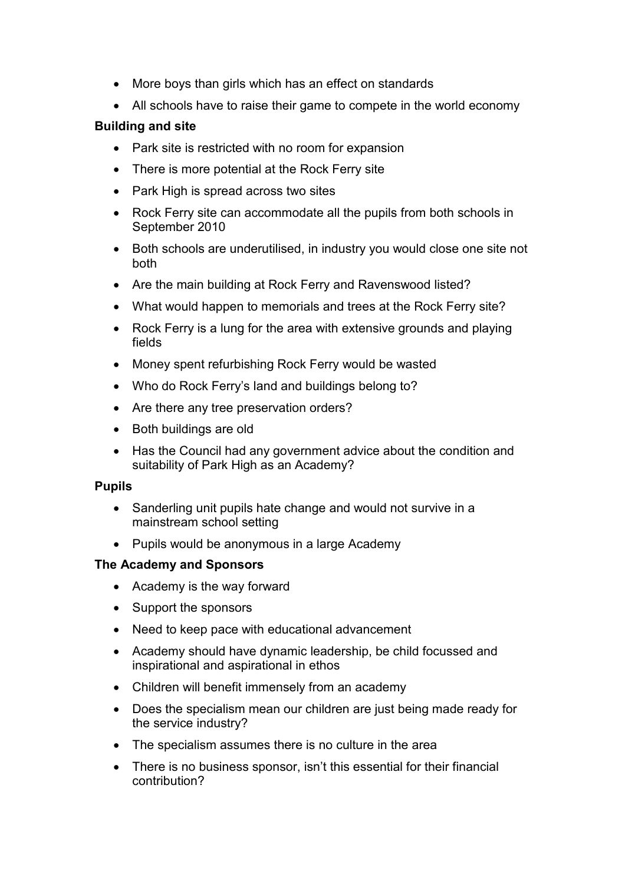- More boys than girls which has an effect on standards
- All schools have to raise their game to compete in the world economy

**Building and site**

- Park site is restricted with no room for expansion
- There is more potential at the Rock Ferry site
- Park High is spread across two sites
- Rock Ferry site can accommodate all the pupils from both schools in September 2010
- Both schools are underutilised, in industry you would close one site not both
- Are the main building at Rock Ferry and Ravenswood listed?
- What would happen to memorials and trees at the Rock Ferry site?
- Rock Ferry is a lung for the area with extensive grounds and playing fields
- Money spent refurbishing Rock Ferry would be wasted
- Who do Rock Ferry's land and buildings belong to?
- Are there any tree preservation orders?
- Both buildings are old
- Has the Council had any government advice about the condition and suitability of Park High as an Academy?

**Pupils**

- Sanderling unit pupils hate change and would not survive in a mainstream school setting
- Pupils would be anonymous in a large Academy

**The Academy and Sponsors**

- Academy is the way forward
- Support the sponsors
- Need to keep pace with educational advancement
- Academy should have dynamic leadership, be child focussed and inspirational and aspirational in ethos
- Children will benefit immensely from an academy
- Does the specialism mean our children are just being made ready for the service industry?
- The specialism assumes there is no culture in the area
- There is no business sponsor, isn't this essential for their financial contribution?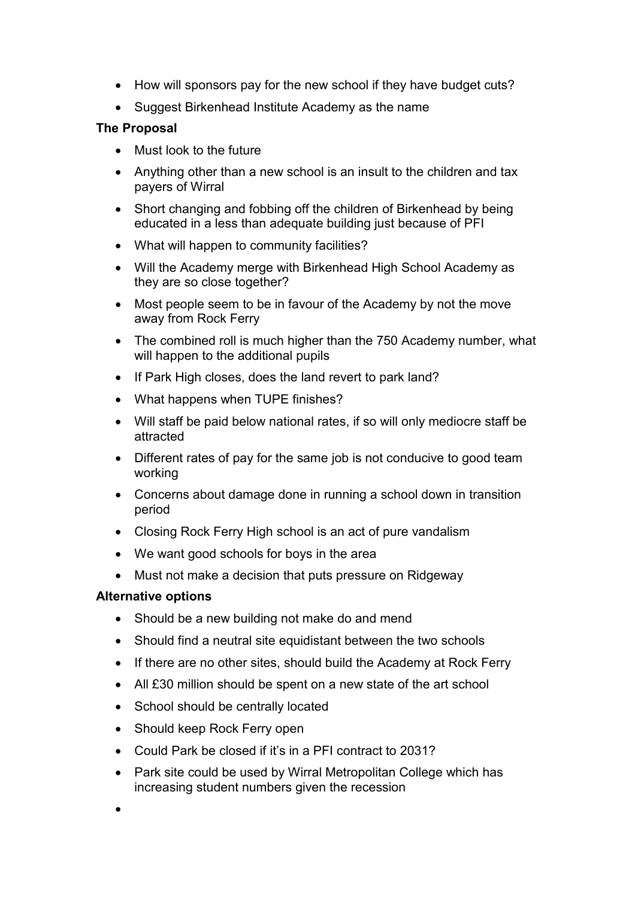- How will sponsors pay for the new school if they have budget cuts?
- Suggest Birkenhead Institute Academy as the name

**The Proposal**

- Must look to the future
- Anything other than a new school is an insult to the children and tax payers of Wirral
- Short changing and fobbing off the children of Birkenhead by being educated in a less than adequate building just because of PFI
- What will happen to community facilities?
- Will the Academy merge with Birkenhead High School Academy as they are so close together?
- Most people seem to be in favour of the Academy by not the move away from Rock Ferry
- The combined roll is much higher than the 750 Academy number, what will happen to the additional pupils
- If Park High closes, does the land revert to park land?
- What happens when TUPE finishes?
- Will staff be paid below national rates, if so will only mediocre staff be attracted
- Different rates of pay for the same job is not conducive to good team working
- Concerns about damage done in running a school down in transition period
- Closing Rock Ferry High school is an act of pure vandalism
- We want good schools for boys in the area
- Must not make a decision that puts pressure on Ridgeway

**Alternative options**

- Should be a new building not make do and mend
- Should find a neutral site equidistant between the two schools
- If there are no other sites, should build the Academy at Rock Ferry
- All £30 million should be spent on a new state of the art school
- School should be centrally located
- Should keep Rock Ferry open
- Could Park be closed if it's in a PFI contract to 2031?
- Park site could be used by Wirral Metropolitan College which has increasing student numbers given the recession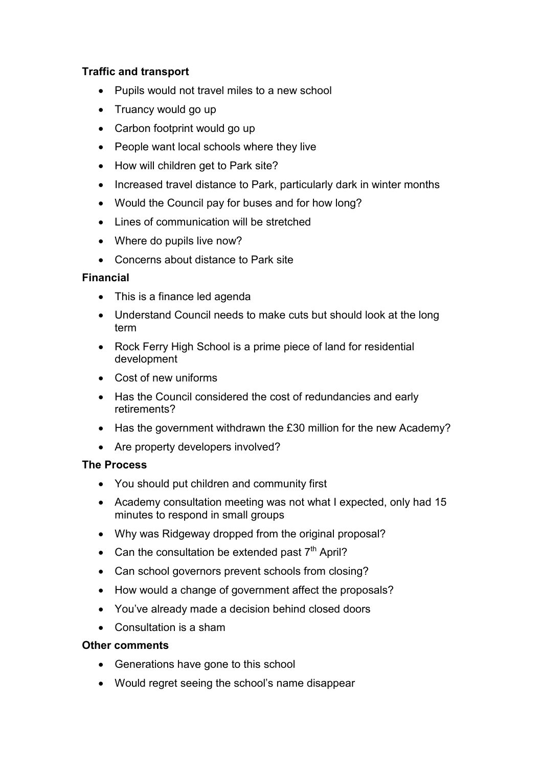**Traffic and transport**

- Pupils would not travel miles to a new school
- Truancy would go up
- Carbon footprint would go up
- People want local schools where they live
- How will children get to Park site?
- Increased travel distance to Park, particularly dark in winter months
- Would the Council pay for buses and for how long?
- Lines of communication will be stretched
- Where do pupils live now?
- Concerns about distance to Park site

**Financial**

- This is a finance led agenda
- Understand Council needs to make cuts but should look at the long term
- Rock Ferry High School is a prime piece of land for residential development
- Cost of new uniforms
- Has the Council considered the cost of redundancies and early retirements?
- Has the government withdrawn the £30 million for the new Academy?
- Are property developers involved?

**The Process**

- You should put children and community first
- Academy consultation meeting was not what I expected, only had 15 minutes to respond in small groups
- Why was Ridgeway dropped from the original proposal?
- Can the consultation be extended past 7th April?
- Can school governors prevent schools from closing?
- How would a change of government affect the proposals?
- You've already made a decision behind closed doors
- Consultation is a sham

**Other comments**

- Generations have gone to this school
- Would regret seeing the school's name disappear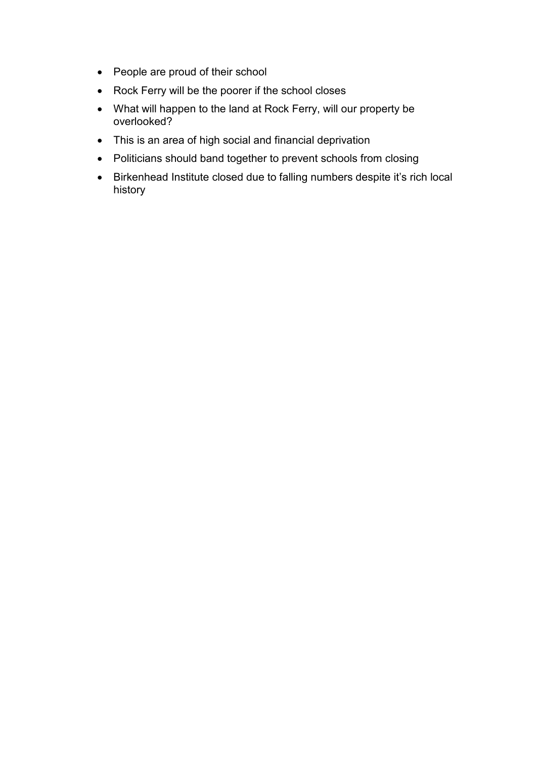- People are proud of their school
- Rock Ferry will be the poorer if the school closes
- What will happen to the land at Rock Ferry, will our property be overlooked?
- This is an area of high social and financial deprivation
- Politicians should band together to prevent schools from closing
- Birkenhead Institute closed due to falling numbers despite it's rich local history